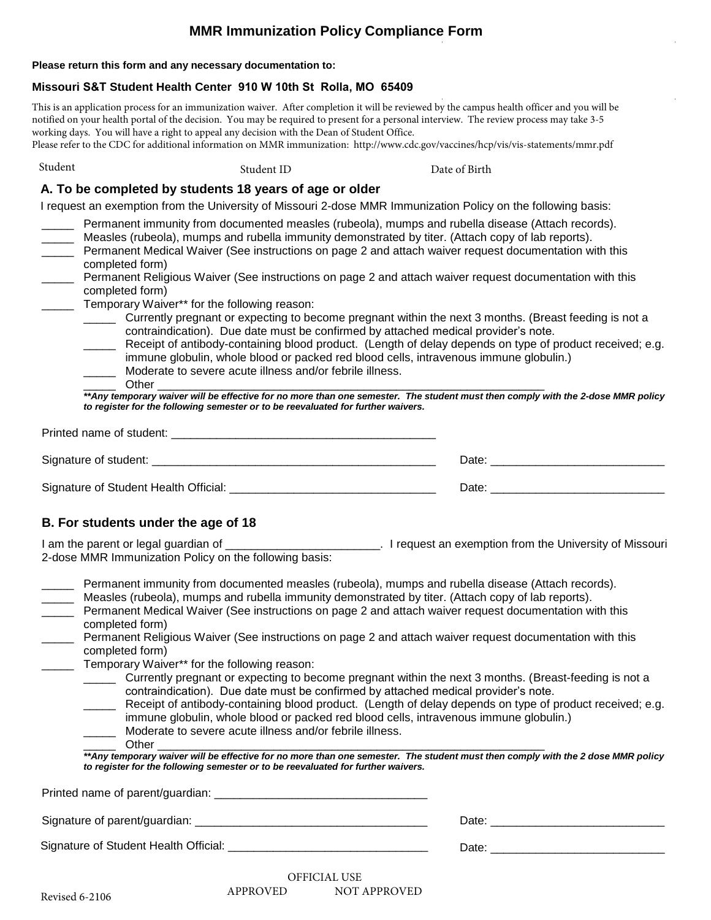# MMR Immunization Policy Compliance Form

**Please return this form and any necessary documentation to:**

**Missouri S&T Student Health Center 910 W 10th St Rolla, MO 65409**

This is an application process for an immunization waiver. After completion it will be reviewed by the campus health officer and you will be notified on your health portal of the decision. You may be required to present for a personal interview. The review process may take 3-5 working days. You will have a right to appeal any decision with the Dean of Student Office.
Please refer to the CDC for additional information on MMR immunization: http://www.cdc.gov/vaccines/hcp/vis/vis-statements/mmr.pdf

Student Student ID Date of Birth

## A. To be completed by students 18 years of age or older

I request an exemption from the University of Missouri 2-dose MMR Immunization Policy on the following basis:

_____ Permanent immunity from documented measles (rubeola), mumps and rubella disease (Attach records).
_____ Measles (rubeola), mumps and rubella immunity demonstrated by titer. (Attach copy of lab reports).
_____ Permanent Medical Waiver (See instructions on page 2 and attach waiver request documentation with this completed form)
_____ Permanent Religious Waiver (See instructions on page 2 and attach waiver request documentation with this completed form)
_____ Temporary Waiver** for the following reason:
    _____ Currently pregnant or expecting to become pregnant within the next 3 months. (Breast feeding is not a contraindication). Due date must be confirmed by attached medical provider's note.
    _____ Receipt of antibody-containing blood product. (Length of delay depends on type of product received; e.g. immune globulin, whole blood or packed red blood cells, intravenous immune globulin.)
    _____ Moderate to severe acute illness and/or febrile illness.
    _____ Other ____________________________________________________________

***\*\*Any temporary waiver will be effective for no more than one semester. The student must then comply with the 2-dose MMR policy to register for the following semester or to be reevaluated for further waivers.***

Printed name of student: ________________________________________

Signature of student: ___________________________________________ Date: __________________________

Signature of Student Health Official: ______________________________ Date: __________________________

## B. For students under the age of 18

I am the parent or legal guardian of _______________________. I request an exemption from the University of Missouri 2-dose MMR Immunization Policy on the following basis:

_____ Permanent immunity from documented measles (rubeola), mumps and rubella disease (Attach records).
_____ Measles (rubeola), mumps and rubella immunity demonstrated by titer. (Attach copy of lab reports).
_____ Permanent Medical Waiver (See instructions on page 2 and attach waiver request documentation with this completed form)
_____ Permanent Religious Waiver (See instructions on page 2 and attach waiver request documentation with this completed form)
_____ Temporary Waiver** for the following reason:
    _____ Currently pregnant or expecting to become pregnant within the next 3 months. (Breast-feeding is not a contraindication). Due date must be confirmed by attached medical provider's note.
    _____ Receipt of antibody-containing blood product. (Length of delay depends on type of product received; e.g. immune globulin, whole blood or packed red blood cells, intravenous immune globulin.)
    _____ Moderate to severe acute illness and/or febrile illness.
    _____ Other ____________________________________________________________

***\*\*Any temporary waiver will be effective for no more than one semester. The student must then comply with the 2 dose MMR policy to register for the following semester or to be reevaluated for further waivers.***

Printed name of parent/guardian: ________________________________

Signature of parent/guardian: ___________________________________ Date: __________________________

Signature of Student Health Official: ______________________________ Date: __________________________

OFFICIAL USE
APPROVED NOT APPROVED

Revised 6-2106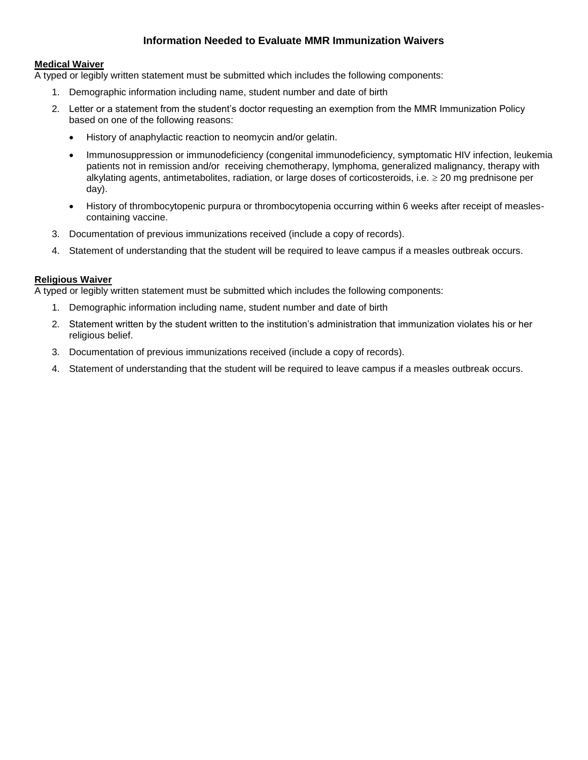## Information Needed to Evaluate MMR Immunization Waivers

**Medical Waiver**

A typed or legibly written statement must be submitted which includes the following components:

1. Demographic information including name, student number and date of birth
2. Letter or a statement from the student's doctor requesting an exemption from the MMR Immunization Policy based on one of the following reasons:
   - History of anaphylactic reaction to neomycin and/or gelatin.
   - Immunosuppression or immunodeficiency (congenital immunodeficiency, symptomatic HIV infection, leukemia patients not in remission and/or receiving chemotherapy, lymphoma, generalized malignancy, therapy with alkylating agents, antimetabolites, radiation, or large doses of corticosteroids, i.e. $\geq$ 20 mg prednisone per day).
   - History of thrombocytopenic purpura or thrombocytopenia occurring within 6 weeks after receipt of measles-containing vaccine.
3. Documentation of previous immunizations received (include a copy of records).
4. Statement of understanding that the student will be required to leave campus if a measles outbreak occurs.

**Religious Waiver**

A typed or legibly written statement must be submitted which includes the following components:

1. Demographic information including name, student number and date of birth
2. Statement written by the student written to the institution's administration that immunization violates his or her religious belief.
3. Documentation of previous immunizations received (include a copy of records).
4. Statement of understanding that the student will be required to leave campus if a measles outbreak occurs.